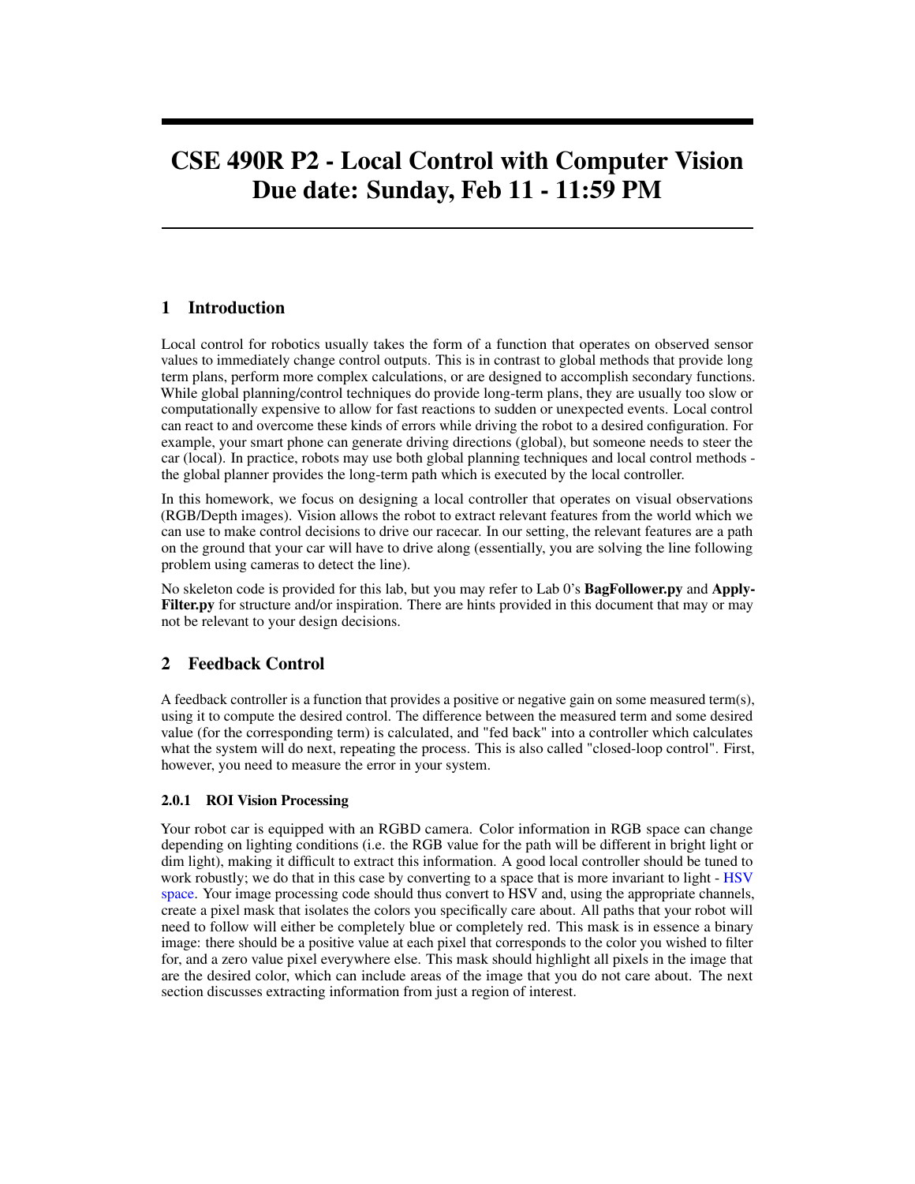# CSE 490R P2 - Local Control with Computer Vision
# Due date: Sunday, Feb 11 - 11:59 PM

## 1 Introduction

Local control for robotics usually takes the form of a function that operates on observed sensor values to immediately change control outputs. This is in contrast to global methods that provide long term plans, perform more complex calculations, or are designed to accomplish secondary functions. While global planning/control techniques do provide long-term plans, they are usually too slow or computationally expensive to allow for fast reactions to sudden or unexpected events. Local control can react to and overcome these kinds of errors while driving the robot to a desired configuration. For example, your smart phone can generate driving directions (global), but someone needs to steer the car (local). In practice, robots may use both global planning techniques and local control methods - the global planner provides the long-term path which is executed by the local controller.

In this homework, we focus on designing a local controller that operates on visual observations (RGB/Depth images). Vision allows the robot to extract relevant features from the world which we can use to make control decisions to drive our racecar. In our setting, the relevant features are a path on the ground that your car will have to drive along (essentially, you are solving the line following problem using cameras to detect the line).

No skeleton code is provided for this lab, but you may refer to Lab 0's **BagFollower.py** and **ApplyFilter.py** for structure and/or inspiration. There are hints provided in this document that may or may not be relevant to your design decisions.

## 2 Feedback Control

A feedback controller is a function that provides a positive or negative gain on some measured term(s), using it to compute the desired control. The difference between the measured term and some desired value (for the corresponding term) is calculated, and "fed back" into a controller which calculates what the system will do next, repeating the process. This is also called "closed-loop control". First, however, you need to measure the error in your system.

#### 2.0.1 ROI Vision Processing

Your robot car is equipped with an RGBD camera. Color information in RGB space can change depending on lighting conditions (i.e. the RGB value for the path will be different in bright light or dim light), making it difficult to extract this information. A good local controller should be tuned to work robustly; we do that in this case by converting to a space that is more invariant to light - HSV space. Your image processing code should thus convert to HSV and, using the appropriate channels, create a pixel mask that isolates the colors you specifically care about. All paths that your robot will need to follow will either be completely blue or completely red. This mask is in essence a binary image: there should be a positive value at each pixel that corresponds to the color you wished to filter for, and a zero value pixel everywhere else. This mask should highlight all pixels in the image that are the desired color, which can include areas of the image that you do not care about. The next section discusses extracting information from just a region of interest.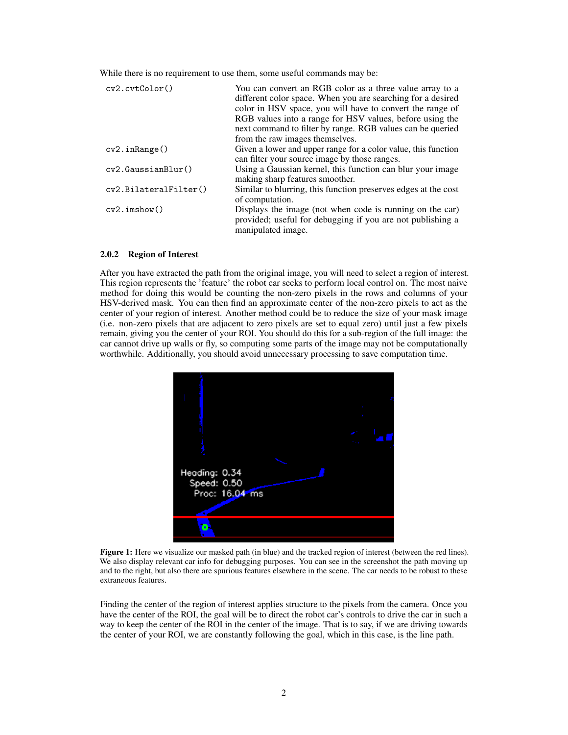While there is no requirement to use them, some useful commands may be:

| | |
|---|---|
| `cv2.cvtColor()` | You can convert an RGB color as a three value array to a different color space. When you are searching for a desired color in HSV space, you will have to convert the range of RGB values into a range for HSV values, before using the next command to filter by range. RGB values can be queried from the raw images themselves. |
| `cv2.inRange()` | Given a lower and upper range for a color value, this function can filter your source image by those ranges. |
| `cv2.GaussianBlur()` | Using a Gaussian kernel, this function can blur your image making sharp features smoother. |
| `cv2.BilateralFilter()` | Similar to blurring, this function preserves edges at the cost of computation. |
| `cv2.imshow()` | Displays the image (not when code is running on the car) provided; useful for debugging if you are not publishing a manipulated image. |

### 2.0.2 Region of Interest

After you have extracted the path from the original image, you will need to select a region of interest. This region represents the 'feature' the robot car seeks to perform local control on. The most naive method for doing this would be counting the non-zero pixels in the rows and columns of your HSV-derived mask. You can then find an approximate center of the non-zero pixels to act as the center of your region of interest. Another method could be to reduce the size of your mask image (i.e. non-zero pixels that are adjacent to zero pixels are set to equal zero) until just a few pixels remain, giving you the center of your ROI. You should do this for a sub-region of the full image: the car cannot drive up walls or fly, so computing some parts of the image may not be computationally worthwhile. Additionally, you should avoid unnecessary processing to save computation time.

**Figure 1:** Here we visualize our masked path (in blue) and the tracked region of interest (between the red lines). We also display relevant car info for debugging purposes. You can see in the screenshot the path moving up and to the right, but also there are spurious features elsewhere in the scene. The car needs to be robust to these extraneous features.

Finding the center of the region of interest applies structure to the pixels from the camera. Once you have the center of the ROI, the goal will be to direct the robot car's controls to drive the car in such a way to keep the center of the ROI in the center of the image. That is to say, if we are driving towards the center of your ROI, we are constantly following the goal, which in this case, is the line path.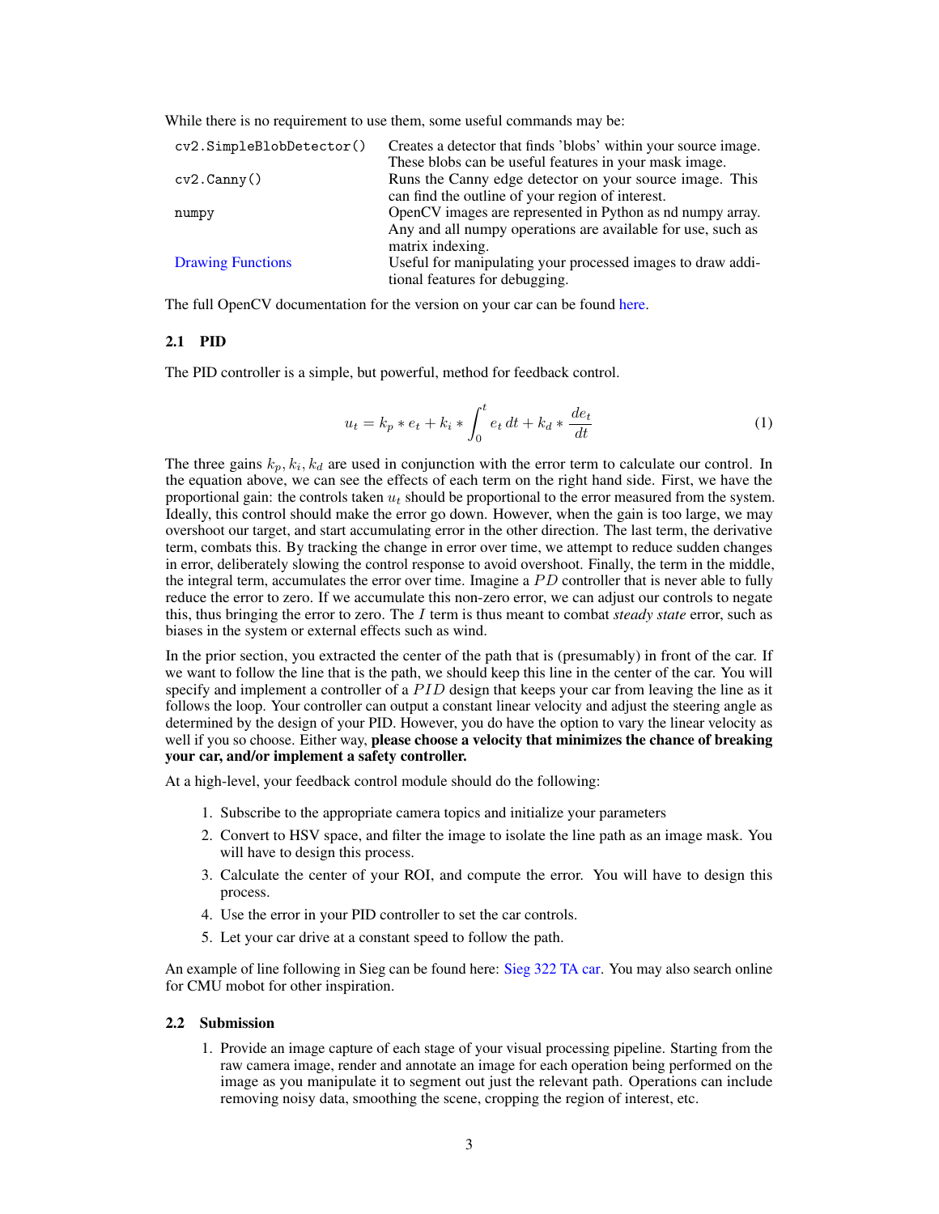While there is no requirement to use them, some useful commands may be:

| | |
|---|---|
| `cv2.SimpleBlobDetector()` | Creates a detector that finds 'blobs' within your source image. These blobs can be useful features in your mask image. |
| `cv2.Canny()` | Runs the Canny edge detector on your source image. This can find the outline of your region of interest. |
| `numpy` | OpenCV images are represented in Python as nd numpy array. Any and all numpy operations are available for use, such as matrix indexing. |
| Drawing Functions | Useful for manipulating your processed images to draw additional features for debugging. |

The full OpenCV documentation for the version on your car can be found here.

### 2.1 PID

The PID controller is a simple, but powerful, method for feedback control.

$$u_t = k_p * e_t + k_i * \int_0^t e_t \, dt + k_d * \frac{de_t}{dt} \tag{1}$$

The three gains $k_p, k_i, k_d$ are used in conjunction with the error term to calculate our control. In the equation above, we can see the effects of each term on the right hand side. First, we have the proportional gain: the controls taken $u_t$ should be proportional to the error measured from the system. Ideally, this control should make the error go down. However, when the gain is too large, we may overshoot our target, and start accumulating error in the other direction. The last term, the derivative term, combats this. By tracking the change in error over time, we attempt to reduce sudden changes in error, deliberately slowing the control response to avoid overshoot. Finally, the term in the middle, the integral term, accumulates the error over time. Imagine a $PD$ controller that is never able to fully reduce the error to zero. If we accumulate this non-zero error, we can adjust our controls to negate this, thus bringing the error to zero. The $I$ term is thus meant to combat *steady state* error, such as biases in the system or external effects such as wind.

In the prior section, you extracted the center of the path that is (presumably) in front of the car. If we want to follow the line that is the path, we should keep this line in the center of the car. You will specify and implement a controller of a $PID$ design that keeps your car from leaving the line as it follows the loop. Your controller can output a constant linear velocity and adjust the steering angle as determined by the design of your PID. However, you do have the option to vary the linear velocity as well if you so choose. Either way, **please choose a velocity that minimizes the chance of breaking your car, and/or implement a safety controller.**

At a high-level, your feedback control module should do the following:

1. Subscribe to the appropriate camera topics and initialize your parameters
2. Convert to HSV space, and filter the image to isolate the line path as an image mask. You will have to design this process.
3. Calculate the center of your ROI, and compute the error. You will have to design this process.
4. Use the error in your PID controller to set the car controls.
5. Let your car drive at a constant speed to follow the path.

An example of line following in Sieg can be found here: Sieg 322 TA car. You may also search online for CMU mobot for other inspiration.

### 2.2 Submission

1. Provide an image capture of each stage of your visual processing pipeline. Starting from the raw camera image, render and annotate an image for each operation being performed on the image as you manipulate it to segment out just the relevant path. Operations can include removing noisy data, smoothing the scene, cropping the region of interest, etc.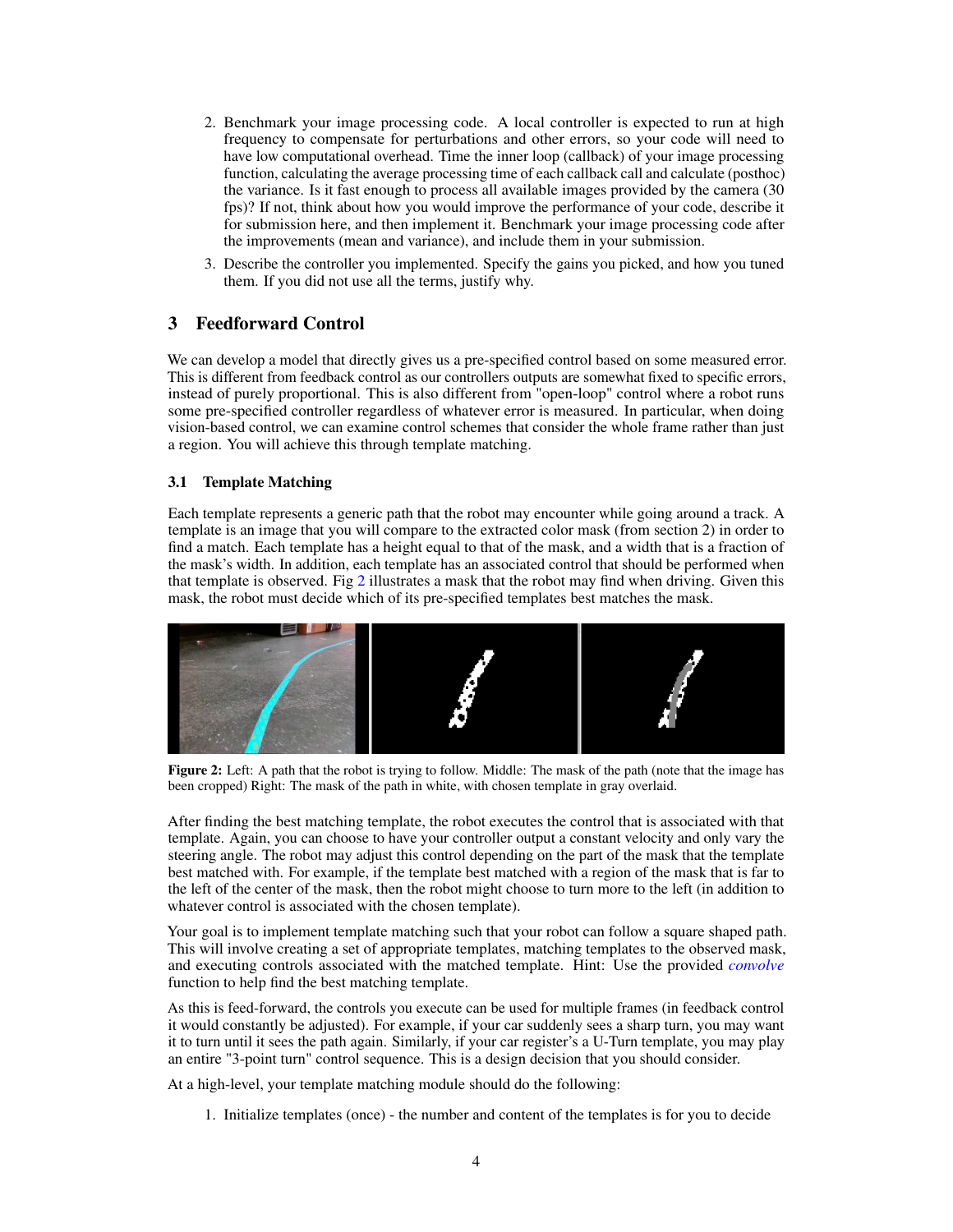2. Benchmark your image processing code. A local controller is expected to run at high frequency to compensate for perturbations and other errors, so your code will need to have low computational overhead. Time the inner loop (callback) of your image processing function, calculating the average processing time of each callback call and calculate (posthoc) the variance. Is it fast enough to process all available images provided by the camera (30 fps)? If not, think about how you would improve the performance of your code, describe it for submission here, and then implement it. Benchmark your image processing code after the improvements (mean and variance), and include them in your submission.
3. Describe the controller you implemented. Specify the gains you picked, and how you tuned them. If you did not use all the terms, justify why.

## 3 Feedforward Control

We can develop a model that directly gives us a pre-specified control based on some measured error. This is different from feedback control as our controllers outputs are somewhat fixed to specific errors, instead of purely proportional. This is also different from "open-loop" control where a robot runs some pre-specified controller regardless of whatever error is measured. In particular, when doing vision-based control, we can examine control schemes that consider the whole frame rather than just a region. You will achieve this through template matching.

### 3.1 Template Matching

Each template represents a generic path that the robot may encounter while going around a track. A template is an image that you will compare to the extracted color mask (from section 2) in order to find a match. Each template has a height equal to that of the mask, and a width that is a fraction of the mask's width. In addition, each template has an associated control that should be performed when that template is observed. Fig 2 illustrates a mask that the robot may find when driving. Given this mask, the robot must decide which of its pre-specified templates best matches the mask.

**Figure 2:** Left: A path that the robot is trying to follow. Middle: The mask of the path (note that the image has been cropped) Right: The mask of the path in white, with chosen template in gray overlaid.

After finding the best matching template, the robot executes the control that is associated with that template. Again, you can choose to have your controller output a constant velocity and only vary the steering angle. The robot may adjust this control depending on the part of the mask that the template best matched with. For example, if the template best matched with a region of the mask that is far to the left of the center of the mask, then the robot might choose to turn more to the left (in addition to whatever control is associated with the chosen template).

Your goal is to implement template matching such that your robot can follow a square shaped path. This will involve creating a set of appropriate templates, matching templates to the observed mask, and executing controls associated with the matched template. Hint: Use the provided *convolve* function to help find the best matching template.

As this is feed-forward, the controls you execute can be used for multiple frames (in feedback control it would constantly be adjusted). For example, if your car suddenly sees a sharp turn, you may want it to turn until it sees the path again. Similarly, if your car register's a U-Turn template, you may play an entire "3-point turn" control sequence. This is a design decision that you should consider.

At a high-level, your template matching module should do the following:

1. Initialize templates (once) - the number and content of the templates is for you to decide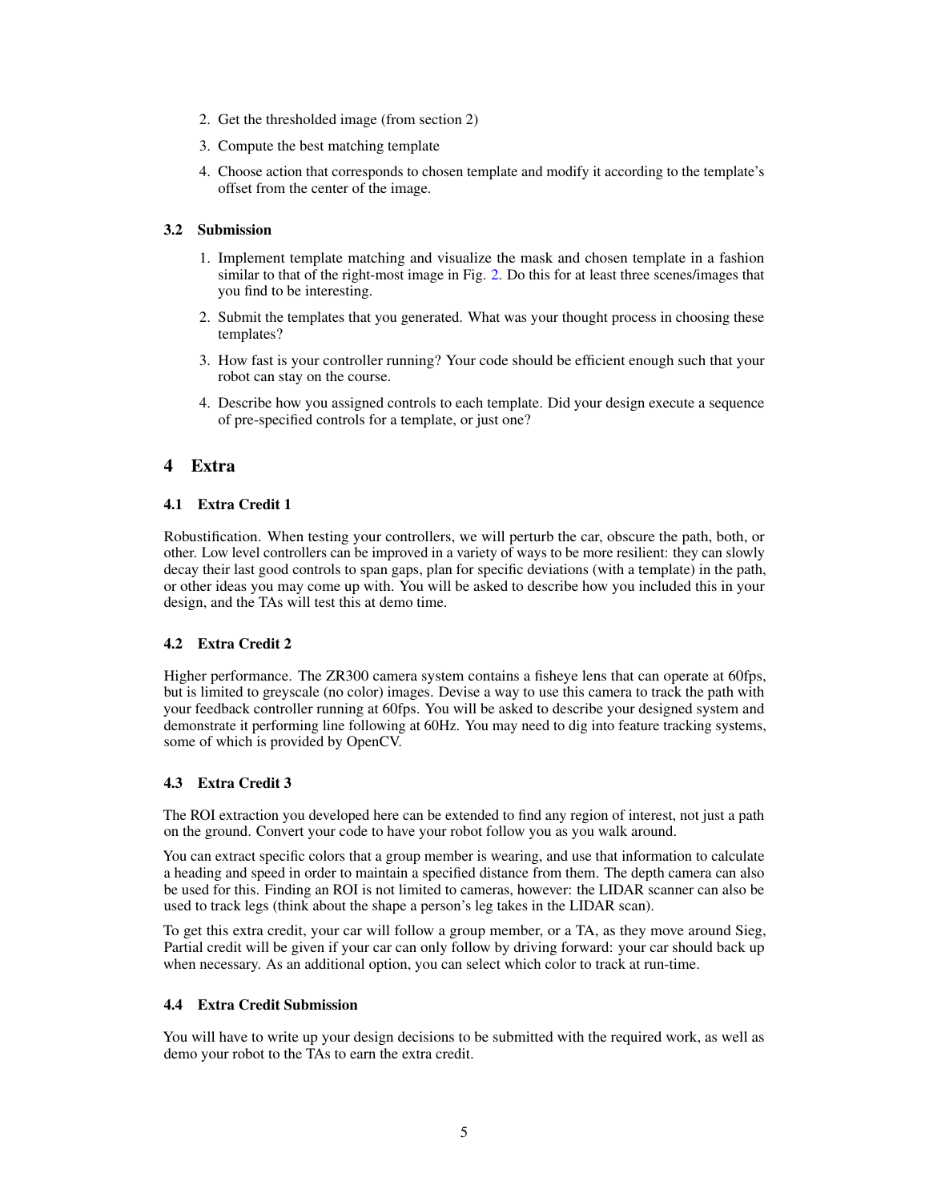2. Get the thresholded image (from section 2)
3. Compute the best matching template
4. Choose action that corresponds to chosen template and modify it according to the template's offset from the center of the image.

### 3.2 Submission

1. Implement template matching and visualize the mask and chosen template in a fashion similar to that of the right-most image in Fig. 2. Do this for at least three scenes/images that you find to be interesting.
2. Submit the templates that you generated. What was your thought process in choosing these templates?
3. How fast is your controller running? Your code should be efficient enough such that your robot can stay on the course.
4. Describe how you assigned controls to each template. Did your design execute a sequence of pre-specified controls for a template, or just one?

## 4 Extra

### 4.1 Extra Credit 1

Robustification. When testing your controllers, we will perturb the car, obscure the path, both, or other. Low level controllers can be improved in a variety of ways to be more resilient: they can slowly decay their last good controls to span gaps, plan for specific deviations (with a template) in the path, or other ideas you may come up with. You will be asked to describe how you included this in your design, and the TAs will test this at demo time.

### 4.2 Extra Credit 2

Higher performance. The ZR300 camera system contains a fisheye lens that can operate at 60fps, but is limited to greyscale (no color) images. Devise a way to use this camera to track the path with your feedback controller running at 60fps. You will be asked to describe your designed system and demonstrate it performing line following at 60Hz. You may need to dig into feature tracking systems, some of which is provided by OpenCV.

### 4.3 Extra Credit 3

The ROI extraction you developed here can be extended to find any region of interest, not just a path on the ground. Convert your code to have your robot follow you as you walk around.

You can extract specific colors that a group member is wearing, and use that information to calculate a heading and speed in order to maintain a specified distance from them. The depth camera can also be used for this. Finding an ROI is not limited to cameras, however: the LIDAR scanner can also be used to track legs (think about the shape a person's leg takes in the LIDAR scan).

To get this extra credit, your car will follow a group member, or a TA, as they move around Sieg, Partial credit will be given if your car can only follow by driving forward: your car should back up when necessary. As an additional option, you can select which color to track at run-time.

### 4.4 Extra Credit Submission

You will have to write up your design decisions to be submitted with the required work, as well as demo your robot to the TAs to earn the extra credit.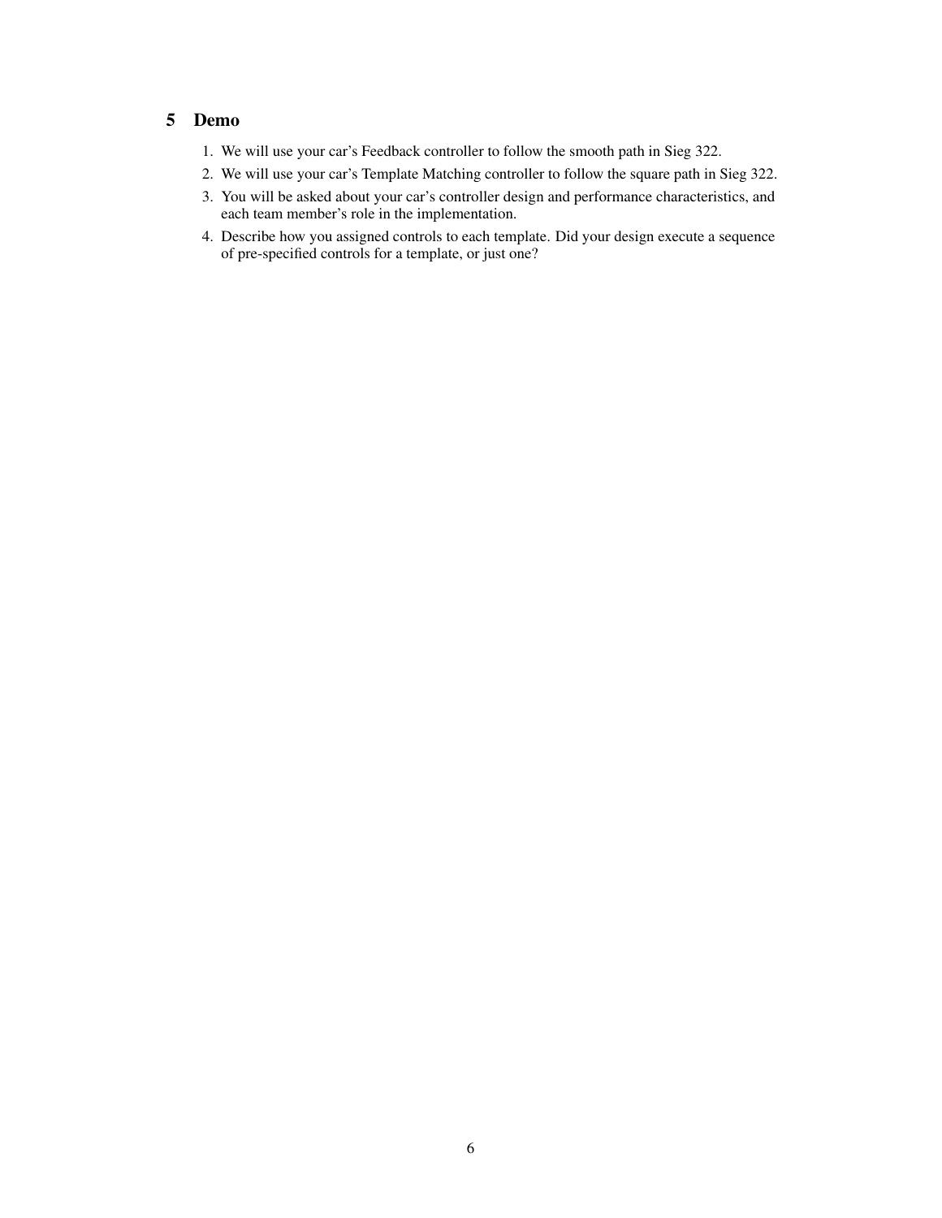## 5 Demo

1. We will use your car's Feedback controller to follow the smooth path in Sieg 322.
2. We will use your car's Template Matching controller to follow the square path in Sieg 322.
3. You will be asked about your car's controller design and performance characteristics, and each team member's role in the implementation.
4. Describe how you assigned controls to each template. Did your design execute a sequence of pre-specified controls for a template, or just one?